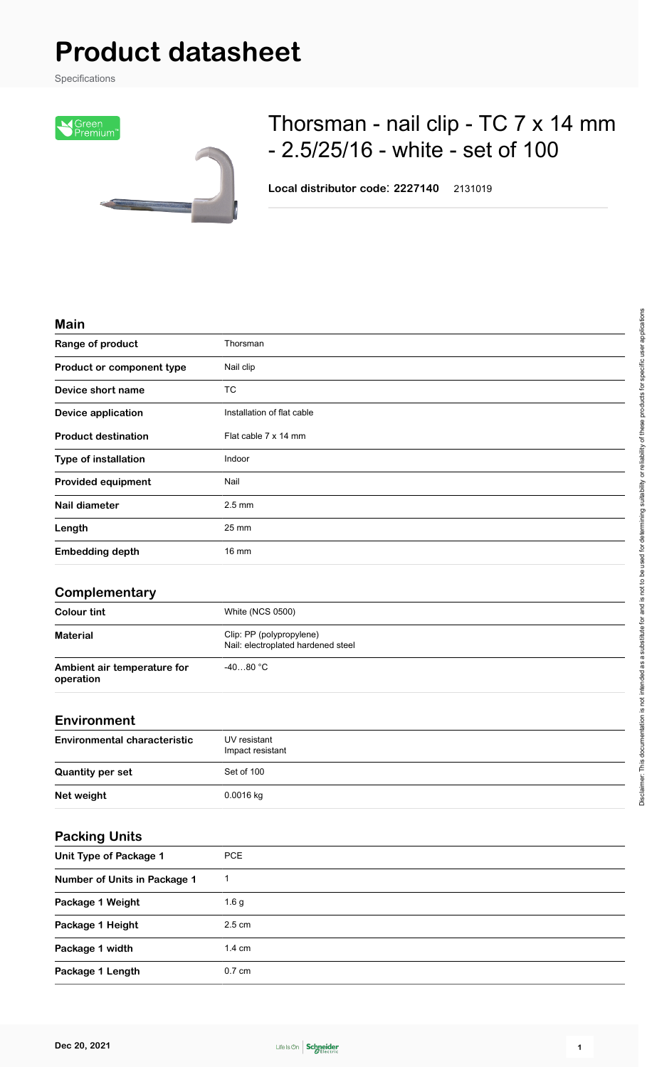# Product datasheet

Specifications

Green Premium

## Thorsman - nail clip - TC 7 x 14 mm - 2.5/25/16 - white - set of 100

**Local distributor code**: **2227140** 2131019

### Main

| | |
|---|---|
| **Range of product** | Thorsman |
| **Product or component type** | Nail clip |
| **Device short name** | TC |
| **Device application** | Installation of flat cable |
| **Product destination** | Flat cable 7 x 14 mm |
| **Type of installation** | Indoor |
| **Provided equipment** | Nail |
| **Nail diameter** | 2.5 mm |
| **Length** | 25 mm |
| **Embedding depth** | 16 mm |

### Complementary

| | |
|---|---|
| **Colour tint** | White (NCS 0500) |
| **Material** | Clip: PP (polypropylene)<br>Nail: electroplated hardened steel |
| **Ambient air temperature for operation** | -40…80 °C |

### Environment

| | |
|---|---|
| **Environmental characteristic** | UV resistant<br>Impact resistant |
| **Quantity per set** | Set of 100 |
| **Net weight** | 0.0016 kg |

### Packing Units

| | |
|---|---|
| **Unit Type of Package 1** | PCE |
| **Number of Units in Package 1** | 1 |
| **Package 1 Weight** | 1.6 g |
| **Package 1 Height** | 2.5 cm |
| **Package 1 width** | 1.4 cm |
| **Package 1 Length** | 0.7 cm |

Disclaimer: This documentation is not intended as a substitute for and is not to be used for determining suitability or reliability of these products for specific user applications

Dec 20, 2021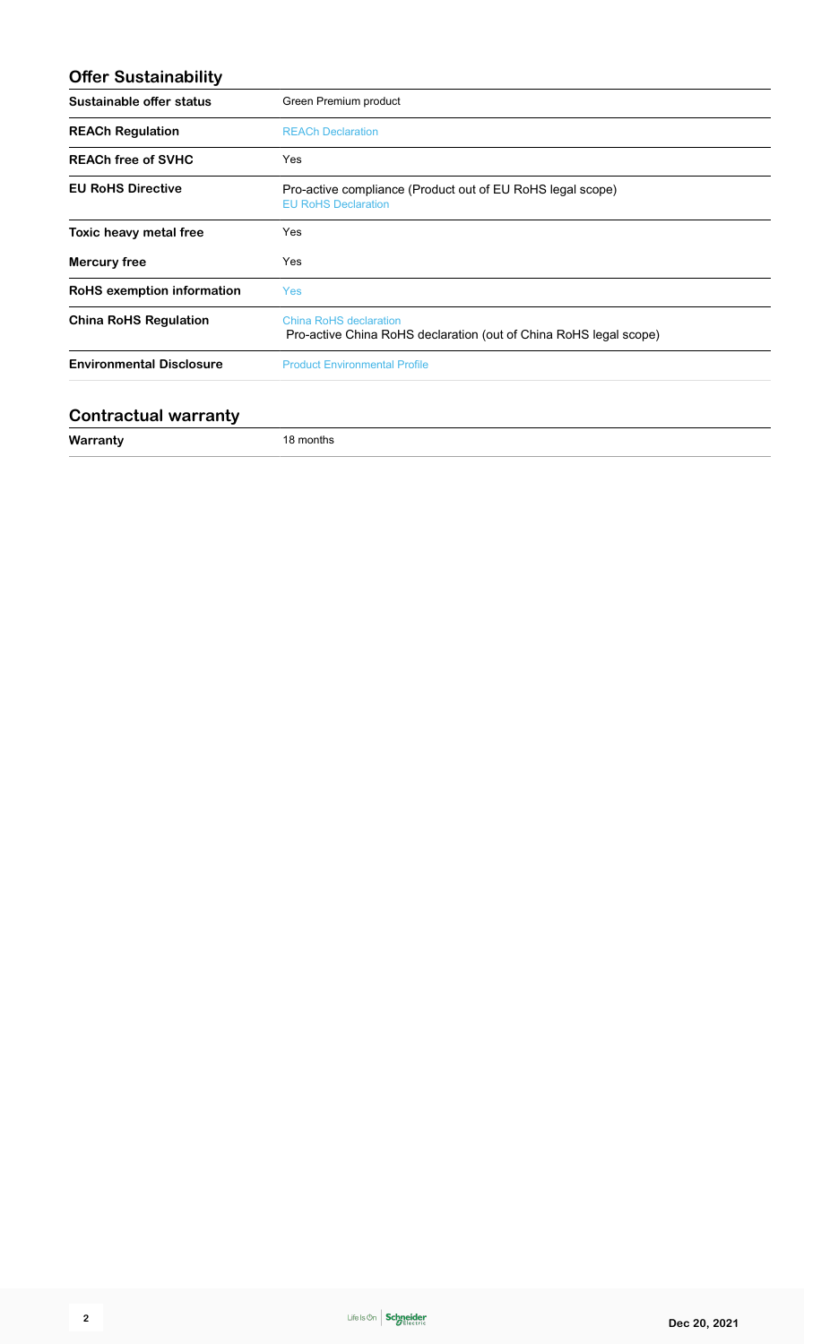## Offer Sustainability

| | |
|---|---|
| **Sustainable offer status** | Green Premium product |
| **REACh Regulation** | REACh Declaration |
| **REACh free of SVHC** | Yes |
| **EU RoHS Directive** | Pro-active compliance (Product out of EU RoHS legal scope)<br>EU RoHS Declaration |
| **Toxic heavy metal free** | Yes |
| **Mercury free** | Yes |
| **RoHS exemption information** | Yes |
| **China RoHS Regulation** | China RoHS declaration<br>Pro-active China RoHS declaration (out of China RoHS legal scope) |
| **Environmental Disclosure** | Product Environmental Profile |

## Contractual warranty

| | |
|---|---|
| **Warranty** | 18 months |